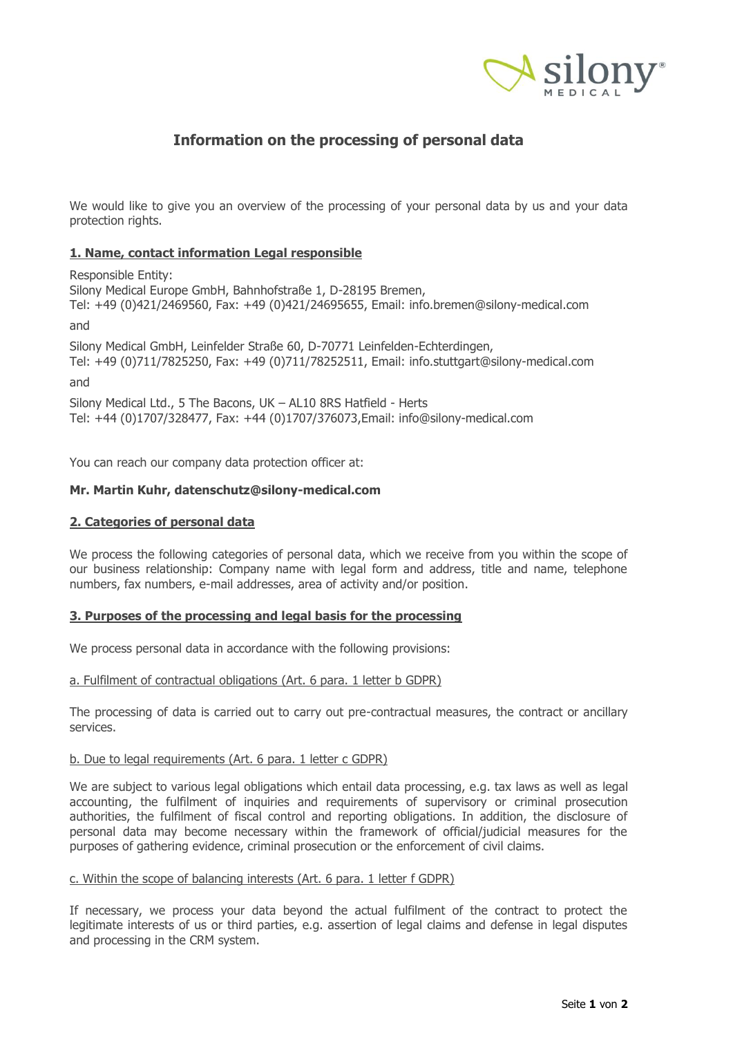# Information on the processing of personal data

We would like to give you an overview of the processing of your personal data by us and your data protection rights.

## 1. Name, contact information Legal responsible

Responsible Entity:
Silony Medical Europe GmbH, Bahnhofstraße 1, D-28195 Bremen,
Tel: +49 (0)421/2469560, Fax: +49 (0)421/24695655, Email: info.bremen@silony-medical.com

and

Silony Medical GmbH, Leinfelder Straße 60, D-70771 Leinfelden-Echterdingen,
Tel: +49 (0)711/7825250, Fax: +49 (0)711/78252511, Email: info.stuttgart@silony-medical.com

and

Silony Medical Ltd., 5 The Bacons, UK – AL10 8RS Hatfield - Herts
Tel: +44 (0)1707/328477, Fax: +44 (0)1707/376073,Email: info@silony-medical.com

You can reach our company data protection officer at:

**Mr. Martin Kuhr, datenschutz@silony-medical.com**

## 2. Categories of personal data

We process the following categories of personal data, which we receive from you within the scope of our business relationship: Company name with legal form and address, title and name, telephone numbers, fax numbers, e-mail addresses, area of activity and/or position.

## 3. Purposes of the processing and legal basis for the processing

We process personal data in accordance with the following provisions:

### a. Fulfilment of contractual obligations (Art. 6 para. 1 letter b GDPR)

The processing of data is carried out to carry out pre-contractual measures, the contract or ancillary services.

### b. Due to legal requirements (Art. 6 para. 1 letter c GDPR)

We are subject to various legal obligations which entail data processing, e.g. tax laws as well as legal accounting, the fulfilment of inquiries and requirements of supervisory or criminal prosecution authorities, the fulfilment of fiscal control and reporting obligations. In addition, the disclosure of personal data may become necessary within the framework of official/judicial measures for the purposes of gathering evidence, criminal prosecution or the enforcement of civil claims.

### c. Within the scope of balancing interests (Art. 6 para. 1 letter f GDPR)

If necessary, we process your data beyond the actual fulfilment of the contract to protect the legitimate interests of us or third parties, e.g. assertion of legal claims and defense in legal disputes and processing in the CRM system.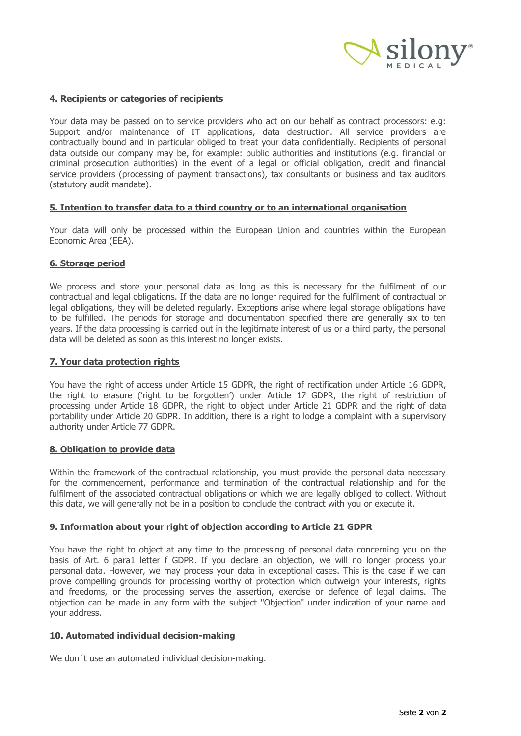## 4. Recipients or categories of recipients

Your data may be passed on to service providers who act on our behalf as contract processors: e.g: Support and/or maintenance of IT applications, data destruction. All service providers are contractually bound and in particular obliged to treat your data confidentially. Recipients of personal data outside our company may be, for example: public authorities and institutions (e.g. financial or criminal prosecution authorities) in the event of a legal or official obligation, credit and financial service providers (processing of payment transactions), tax consultants or business and tax auditors (statutory audit mandate).

## 5. Intention to transfer data to a third country or to an international organisation

Your data will only be processed within the European Union and countries within the European Economic Area (EEA).

## 6. Storage period

We process and store your personal data as long as this is necessary for the fulfilment of our contractual and legal obligations. If the data are no longer required for the fulfilment of contractual or legal obligations, they will be deleted regularly. Exceptions arise where legal storage obligations have to be fulfilled. The periods for storage and documentation specified there are generally six to ten years. If the data processing is carried out in the legitimate interest of us or a third party, the personal data will be deleted as soon as this interest no longer exists.

## 7. Your data protection rights

You have the right of access under Article 15 GDPR, the right of rectification under Article 16 GDPR, the right to erasure ('right to be forgotten') under Article 17 GDPR, the right of restriction of processing under Article 18 GDPR, the right to object under Article 21 GDPR and the right of data portability under Article 20 GDPR. In addition, there is a right to lodge a complaint with a supervisory authority under Article 77 GDPR.

## 8. Obligation to provide data

Within the framework of the contractual relationship, you must provide the personal data necessary for the commencement, performance and termination of the contractual relationship and for the fulfilment of the associated contractual obligations or which we are legally obliged to collect. Without this data, we will generally not be in a position to conclude the contract with you or execute it.

## 9. Information about your right of objection according to Article 21 GDPR

You have the right to object at any time to the processing of personal data concerning you on the basis of Art. 6 para1 letter f GDPR. If you declare an objection, we will no longer process your personal data. However, we may process your data in exceptional cases. This is the case if we can prove compelling grounds for processing worthy of protection which outweigh your interests, rights and freedoms, or the processing serves the assertion, exercise or defence of legal claims. The objection can be made in any form with the subject "Objection" under indication of your name and your address.

## 10. Automated individual decision-making

We don´t use an automated individual decision-making.